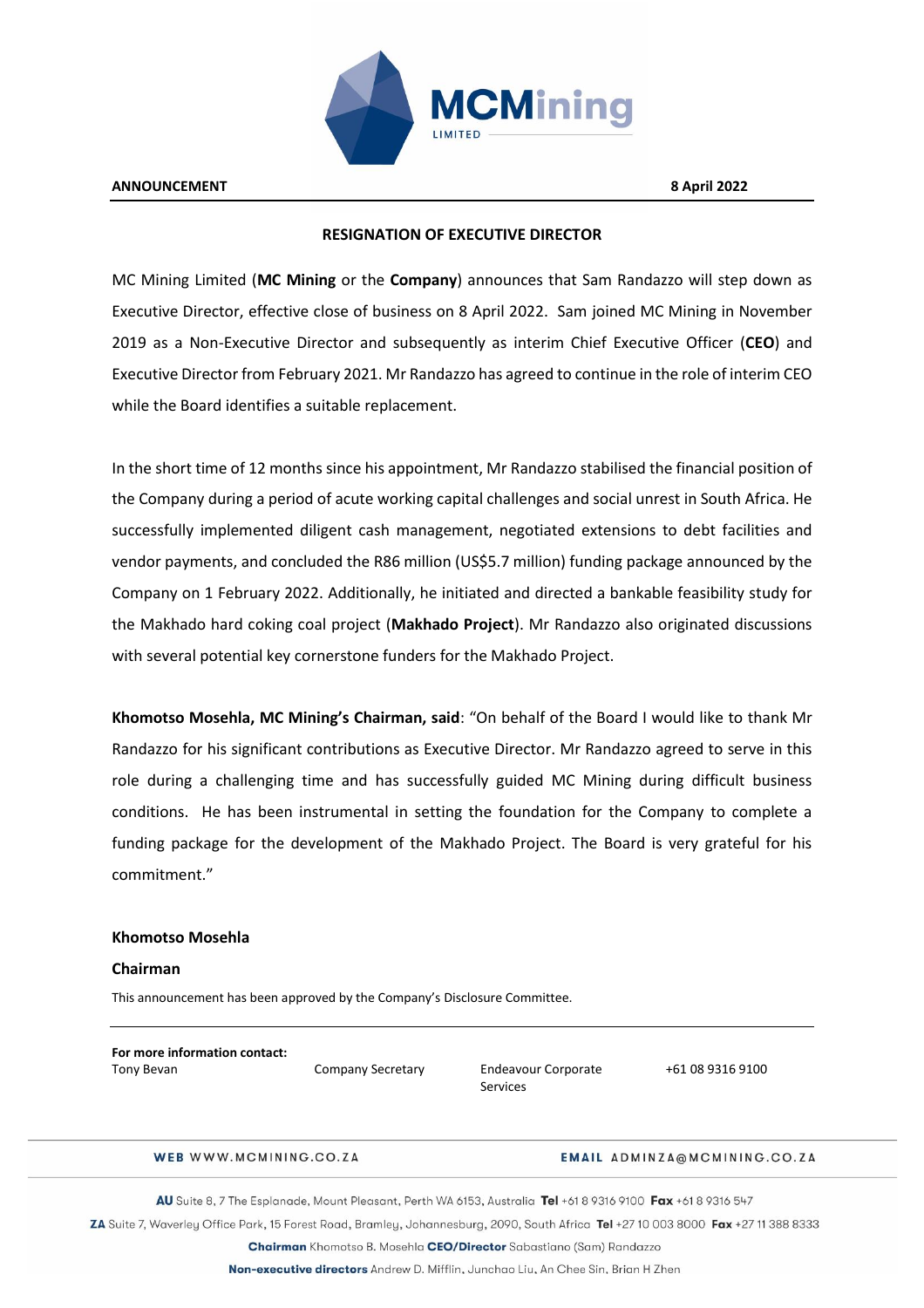**ANNOUNCEMENT** **8 April 2022**

## RESIGNATION OF EXECUTIVE DIRECTOR

MC Mining Limited (**MC Mining** or the **Company**) announces that Sam Randazzo will step down as Executive Director, effective close of business on 8 April 2022. Sam joined MC Mining in November 2019 as a Non-Executive Director and subsequently as interim Chief Executive Officer (**CEO**) and Executive Director from February 2021. Mr Randazzo has agreed to continue in the role of interim CEO while the Board identifies a suitable replacement.

In the short time of 12 months since his appointment, Mr Randazzo stabilised the financial position of the Company during a period of acute working capital challenges and social unrest in South Africa. He successfully implemented diligent cash management, negotiated extensions to debt facilities and vendor payments, and concluded the R86 million (US$5.7 million) funding package announced by the Company on 1 February 2022. Additionally, he initiated and directed a bankable feasibility study for the Makhado hard coking coal project (**Makhado Project**). Mr Randazzo also originated discussions with several potential key cornerstone funders for the Makhado Project.

**Khomotso Mosehla, MC Mining's Chairman, said**: "On behalf of the Board I would like to thank Mr Randazzo for his significant contributions as Executive Director. Mr Randazzo agreed to serve in this role during a challenging time and has successfully guided MC Mining during difficult business conditions. He has been instrumental in setting the foundation for the Company to complete a funding package for the development of the Makhado Project. The Board is very grateful for his commitment."

**Khomotso Mosehla**

**Chairman**

This announcement has been approved by the Company's Disclosure Committee.

**For more information contact:**

| | | | |
|---|---|---|---|
| Tony Bevan | Company Secretary | Endeavour Corporate Services | +61 08 9316 9100 |

**WEB** WWW.MCMINING.CO.ZA **EMAIL** ADMINZA@MCMINING.CO.ZA

**AU** Suite 8, 7 The Esplanade, Mount Pleasant, Perth WA 6153, Australia **Tel** +61 8 9316 9100 **Fax** +61 8 9316 547

**ZA** Suite 7, Waverley Office Park, 15 Forest Road, Bramley, Johannesburg, 2090, South Africa **Tel** +27 10 003 8000 **Fax** +27 11 388 8333

**Chairman** Khomotso B. Mosehla **CEO/Director** Sabastiano (Sam) Randazzo

**Non-executive directors** Andrew D. Mifflin, Junchao Liu, An Chee Sin, Brian H Zhen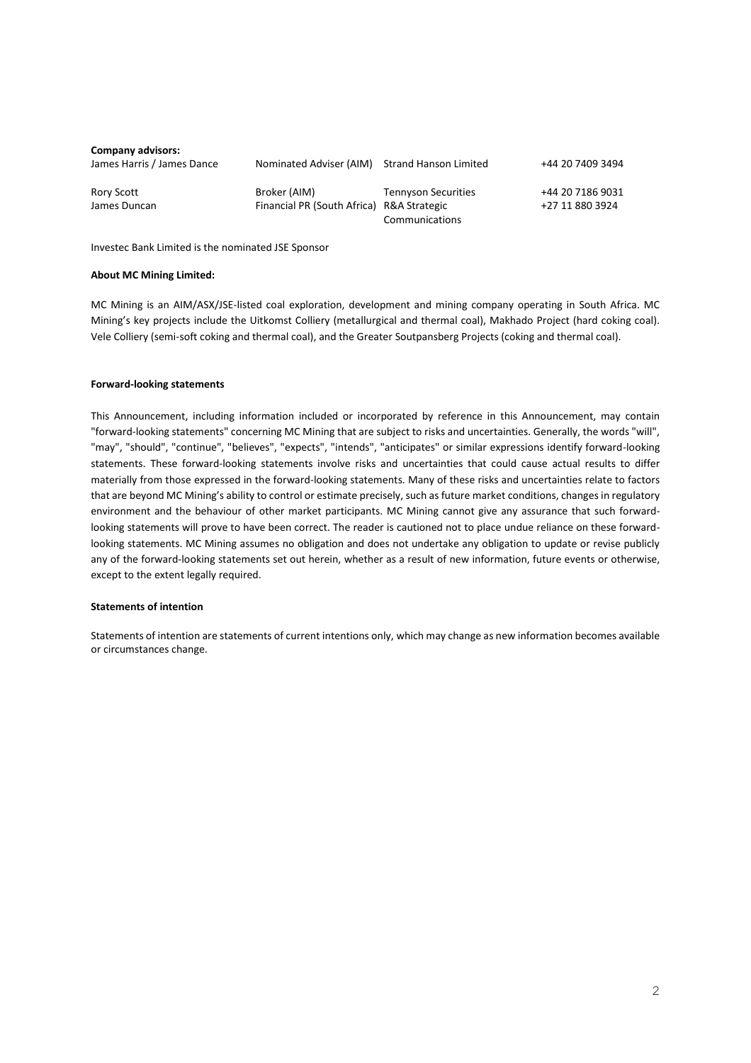**Company advisors:**

| | | | |
|---|---|---|---|
| James Harris / James Dance | Nominated Adviser (AIM) | Strand Hanson Limited | +44 20 7409 3494 |
| Rory Scott | Broker (AIM) | Tennyson Securities | +44 20 7186 9031 |
| James Duncan | Financial PR (South Africa) | R&A Strategic Communications | +27 11 880 3924 |

Investec Bank Limited is the nominated JSE Sponsor

**About MC Mining Limited:**

MC Mining is an AIM/ASX/JSE-listed coal exploration, development and mining company operating in South Africa. MC Mining's key projects include the Uitkomst Colliery (metallurgical and thermal coal), Makhado Project (hard coking coal). Vele Colliery (semi-soft coking and thermal coal), and the Greater Soutpansberg Projects (coking and thermal coal).

**Forward-looking statements**

This Announcement, including information included or incorporated by reference in this Announcement, may contain "forward-looking statements" concerning MC Mining that are subject to risks and uncertainties. Generally, the words "will", "may", "should", "continue", "believes", "expects", "intends", "anticipates" or similar expressions identify forward-looking statements. These forward-looking statements involve risks and uncertainties that could cause actual results to differ materially from those expressed in the forward-looking statements. Many of these risks and uncertainties relate to factors that are beyond MC Mining's ability to control or estimate precisely, such as future market conditions, changes in regulatory environment and the behaviour of other market participants. MC Mining cannot give any assurance that such forward-looking statements will prove to have been correct. The reader is cautioned not to place undue reliance on these forward-looking statements. MC Mining assumes no obligation and does not undertake any obligation to update or revise publicly any of the forward-looking statements set out herein, whether as a result of new information, future events or otherwise, except to the extent legally required.

**Statements of intention**

Statements of intention are statements of current intentions only, which may change as new information becomes available or circumstances change.